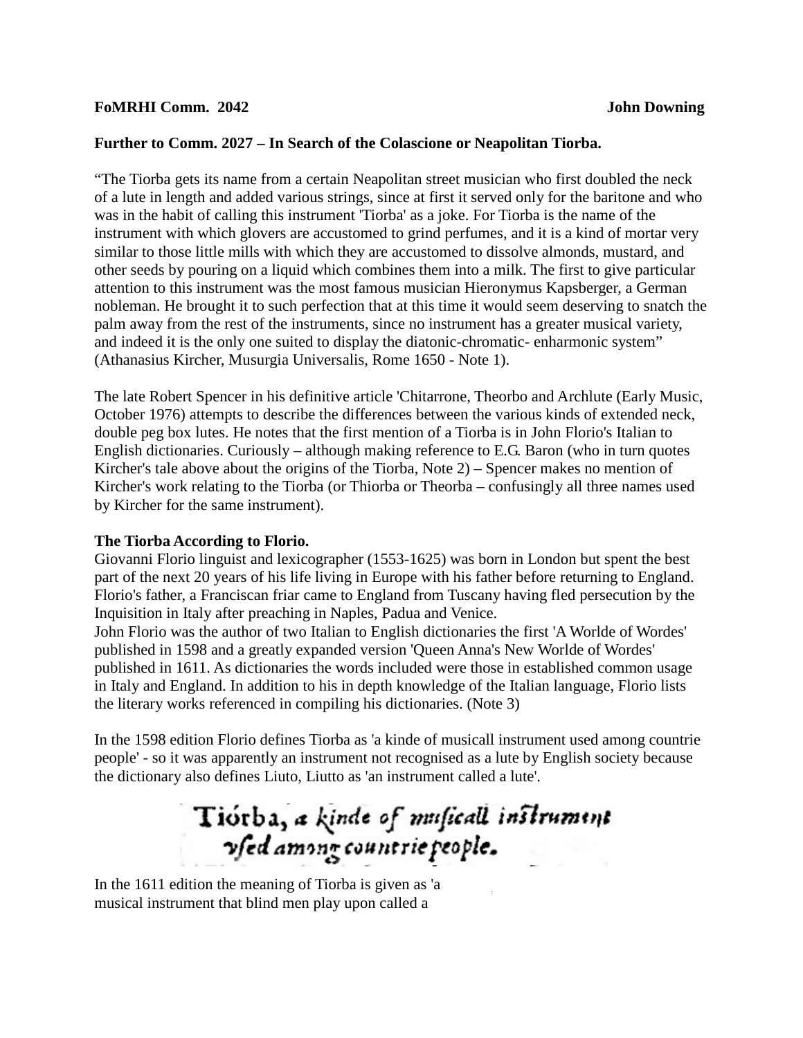**FoMRHI Comm. 2042** **John Downing**

**Further to Comm. 2027 – In Search of the Colascione or Neapolitan Tiorba.**

"The Tiorba gets its name from a certain Neapolitan street musician who first doubled the neck of a lute in length and added various strings, since at first it served only for the baritone and who was in the habit of calling this instrument 'Tiorba' as a joke. For Tiorba is the name of the instrument with which glovers are accustomed to grind perfumes, and it is a kind of mortar very similar to those little mills with which they are accustomed to dissolve almonds, mustard, and other seeds by pouring on a liquid which combines them into a milk. The first to give particular attention to this instrument was the most famous musician Hieronymus Kapsberger, a German nobleman. He brought it to such perfection that at this time it would seem deserving to snatch the palm away from the rest of the instruments, since no instrument has a greater musical variety, and indeed it is the only one suited to display the diatonic-chromatic- enharmonic system" (Athanasius Kircher, Musurgia Universalis, Rome 1650 - Note 1).

The late Robert Spencer in his definitive article 'Chitarrone, Theorbo and Archlute (Early Music, October 1976) attempts to describe the differences between the various kinds of extended neck, double peg box lutes. He notes that the first mention of a Tiorba is in John Florio's Italian to English dictionaries. Curiously – although making reference to E.G. Baron (who in turn quotes Kircher's tale above about the origins of the Tiorba, Note 2) – Spencer makes no mention of Kircher's work relating to the Tiorba (or Thiorba or Theorba – confusingly all three names used by Kircher for the same instrument).

**The Tiorba According to Florio.**

Giovanni Florio linguist and lexicographer (1553-1625) was born in London but spent the best part of the next 20 years of his life living in Europe with his father before returning to England. Florio's father, a Franciscan friar came to England from Tuscany having fled persecution by the Inquisition in Italy after preaching in Naples, Padua and Venice.

John Florio was the author of two Italian to English dictionaries the first 'A Worlde of Wordes' published in 1598 and a greatly expanded version 'Queen Anna's New Worlde of Wordes' published in 1611. As dictionaries the words included were those in established common usage in Italy and England. In addition to his in depth knowledge of the Italian language, Florio lists the literary works referenced in compiling his dictionaries. (Note 3)

In the 1598 edition Florio defines Tiorba as 'a kinde of musicall instrument used among countrie people' - so it was apparently an instrument not recognised as a lute by English society because the dictionary also defines Liuto, Liutto as 'an instrument called a lute'.

Tiórba, a kinde of musicall instrument vsed among countrie people.

In the 1611 edition the meaning of Tiorba is given as 'a musical instrument that blind men play upon called a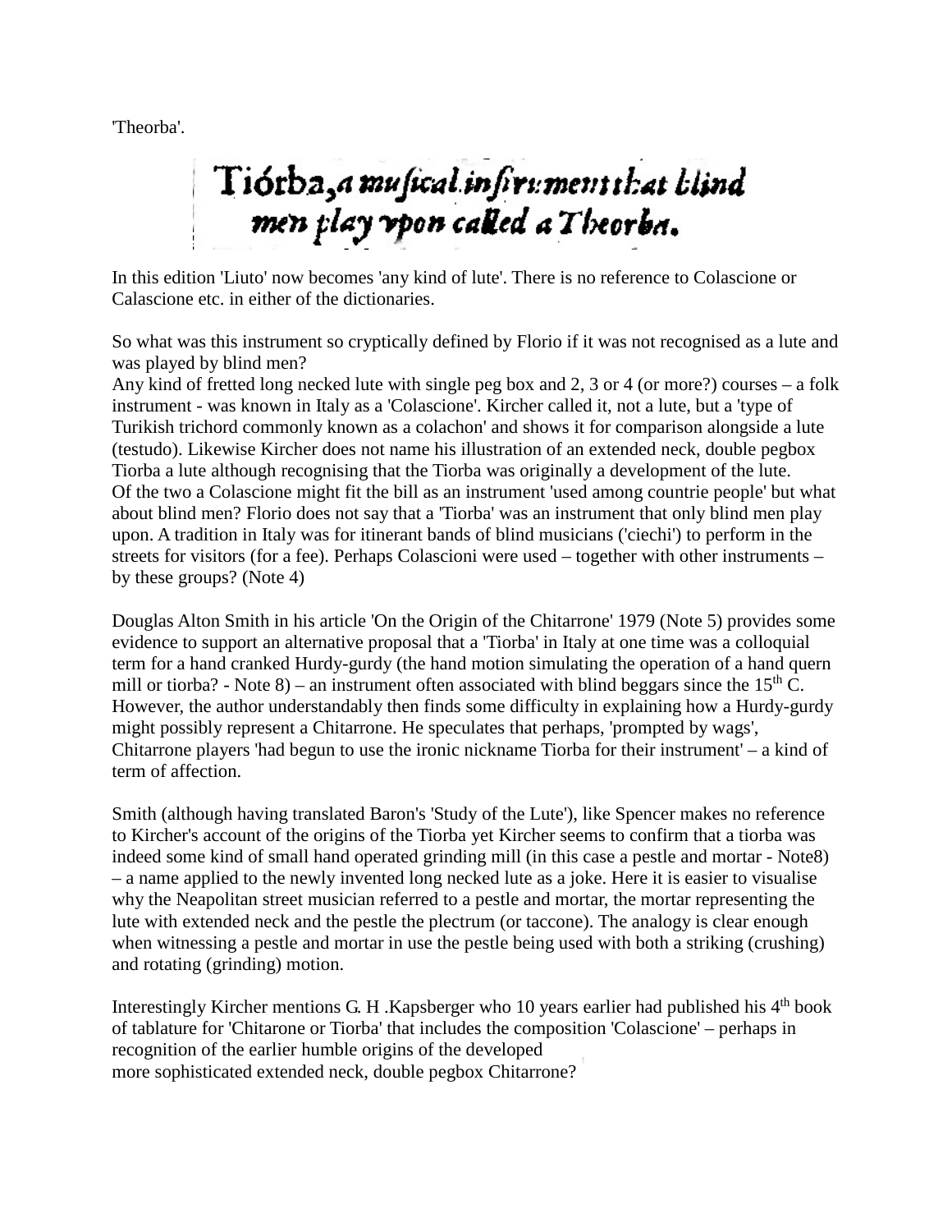'Theorba'.

Tiórba, a musical instrument that blind men play vpon called a Theorba.

In this edition 'Liuto' now becomes 'any kind of lute'. There is no reference to Colascione or Calascione etc. in either of the dictionaries.

So what was this instrument so cryptically defined by Florio if it was not recognised as a lute and was played by blind men?
Any kind of fretted long necked lute with single peg box and 2, 3 or 4 (or more?) courses – a folk instrument - was known in Italy as a 'Colascione'. Kircher called it, not a lute, but a 'type of Turikish trichord commonly known as a colachon' and shows it for comparison alongside a lute (testudo). Likewise Kircher does not name his illustration of an extended neck, double pegbox Tiorba a lute although recognising that the Tiorba was originally a development of the lute.
Of the two a Colascione might fit the bill as an instrument 'used among countrie people' but what about blind men? Florio does not say that a 'Tiorba' was an instrument that only blind men play upon. A tradition in Italy was for itinerant bands of blind musicians ('ciechi') to perform in the streets for visitors (for a fee). Perhaps Colascioni were used – together with other instruments – by these groups? (Note 4)

Douglas Alton Smith in his article 'On the Origin of the Chitarrone' 1979 (Note 5) provides some evidence to support an alternative proposal that a 'Tiorba' in Italy at one time was a colloquial term for a hand cranked Hurdy-gurdy (the hand motion simulating the operation of a hand quern mill or tiorba? - Note 8) – an instrument often associated with blind beggars since the 15th C. However, the author understandably then finds some difficulty in explaining how a Hurdy-gurdy might possibly represent a Chitarrone. He speculates that perhaps, 'prompted by wags', Chitarrone players 'had begun to use the ironic nickname Tiorba for their instrument' – a kind of term of affection.

Smith (although having translated Baron's 'Study of the Lute'), like Spencer makes no reference to Kircher's account of the origins of the Tiorba yet Kircher seems to confirm that a tiorba was indeed some kind of small hand operated grinding mill (in this case a pestle and mortar - Note8) – a name applied to the newly invented long necked lute as a joke. Here it is easier to visualise why the Neapolitan street musician referred to a pestle and mortar, the mortar representing the lute with extended neck and the pestle the plectrum (or taccone). The analogy is clear enough when witnessing a pestle and mortar in use the pestle being used with both a striking (crushing) and rotating (grinding) motion.

Interestingly Kircher mentions G. H .Kapsberger who 10 years earlier had published his 4th book of tablature for 'Chitarone or Tiorba' that includes the composition 'Colascione' – perhaps in recognition of the earlier humble origins of the developed more sophisticated extended neck, double pegbox Chitarrone?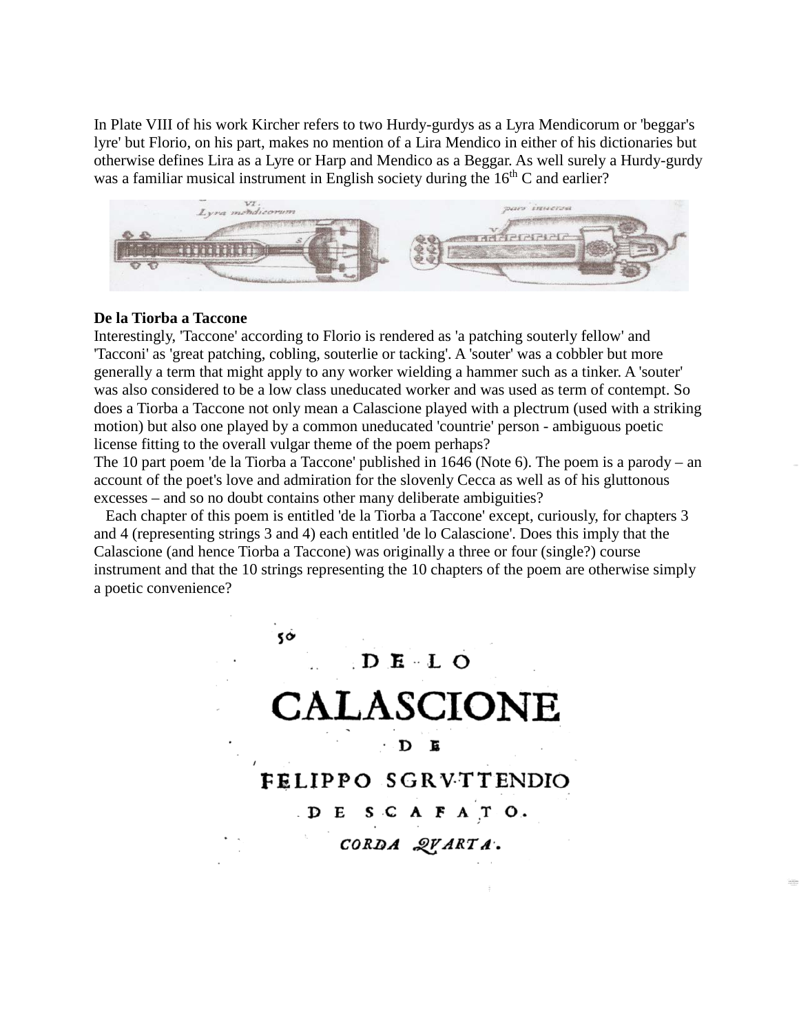In Plate VIII of his work Kircher refers to two Hurdy-gurdys as a Lyra Mendicorum or 'beggar's lyre' but Florio, on his part, makes no mention of a Lira Mendico in either of his dictionaries but otherwise defines Lira as a Lyre or Harp and Mendico as a Beggar. As well surely a Hurdy-gurdy was a familiar musical instrument in English society during the 16th C and earlier?

**De la Tiorba a Taccone**

Interestingly, 'Taccone' according to Florio is rendered as 'a patching souterly fellow' and 'Tacconi' as 'great patching, cobling, souterlie or tacking'. A 'souter' was a cobbler but more generally a term that might apply to any worker wielding a hammer such as a tinker. A 'souter' was also considered to be a low class uneducated worker and was used as term of contempt. So does a Tiorba a Taccone not only mean a Calascione played with a plectrum (used with a striking motion) but also one played by a common uneducated 'countrie' person - ambiguous poetic license fitting to the overall vulgar theme of the poem perhaps?

The 10 part poem 'de la Tiorba a Taccone' published in 1646 (Note 6). The poem is a parody – an account of the poet's love and admiration for the slovenly Cecca as well as of his gluttonous excesses – and so no doubt contains other many deliberate ambiguities?

Each chapter of this poem is entitled 'de la Tiorba a Taccone' except, curiously, for chapters 3 and 4 (representing strings 3 and 4) each entitled 'de lo Calascione'. Does this imply that the Calascione (and hence Tiorba a Taccone) was originally a three or four (single?) course instrument and that the 10 strings representing the 10 chapters of the poem are otherwise simply a poetic convenience?

50

DE LO

CALASCIONE

DE

FELIPPO SGRVTTENDIO

DE SCAFATO.

*CORDA QVARTA.*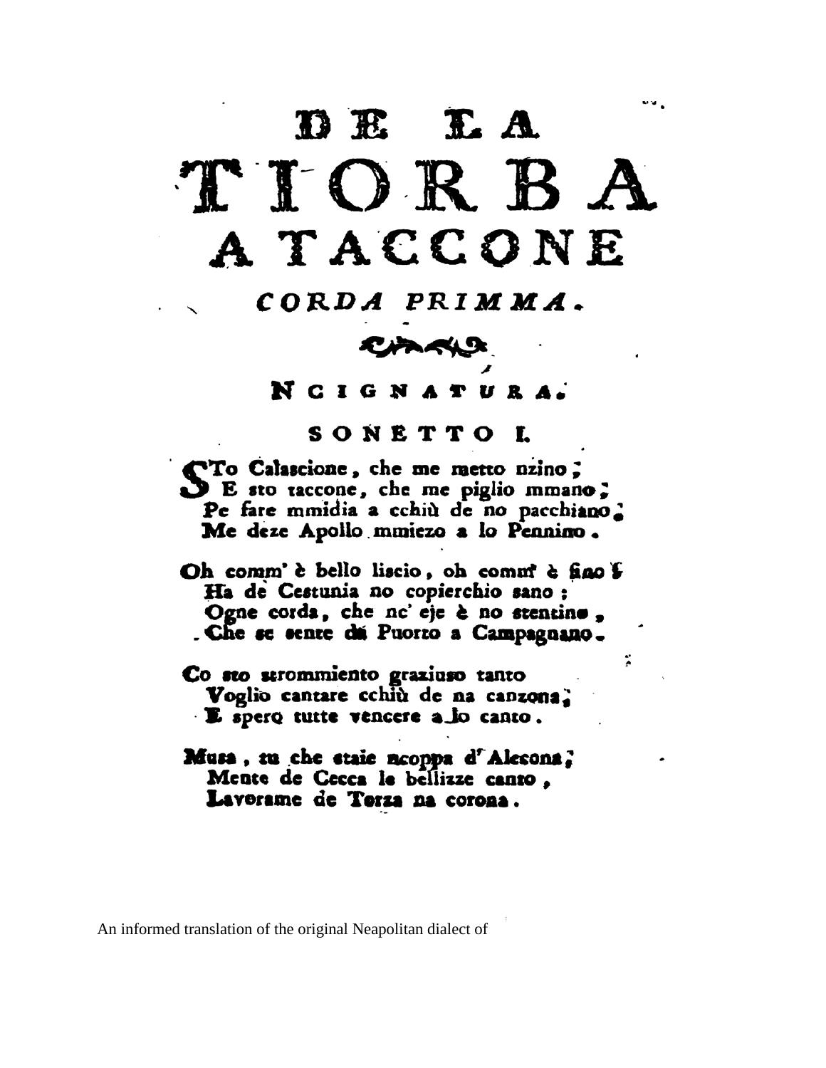# DE LA TIORBA A TACCONE

## CORDA PRIMMA.

### NCIGNATURA.

### SONETTO I.

STo Calascione, che me metto nzino;
E sto taccone, che me piglio mmano;
Pe fare mmidia a cchiù de no pacchiano;
Me deze Apollo mmiezo a lo Pennino.

Oh comm' è bello liscio, oh comm' è fino!
Ha de Cestunia no copierchio sano;
Ogne corda, che nc' eje è no stentino,
Che se sente da Puorto a Campagnano.

Co sto strommiento graziuso tanto
Voglio cantare cchiù de na canzona;
E spero tutte vencere a lo canto.

Musa, tu che staie ncoppa d' Alecona;
Mente de Cecca le bellizze canto,
Lavorame de Terza na corona.

An informed translation of the original Neapolitan dialect of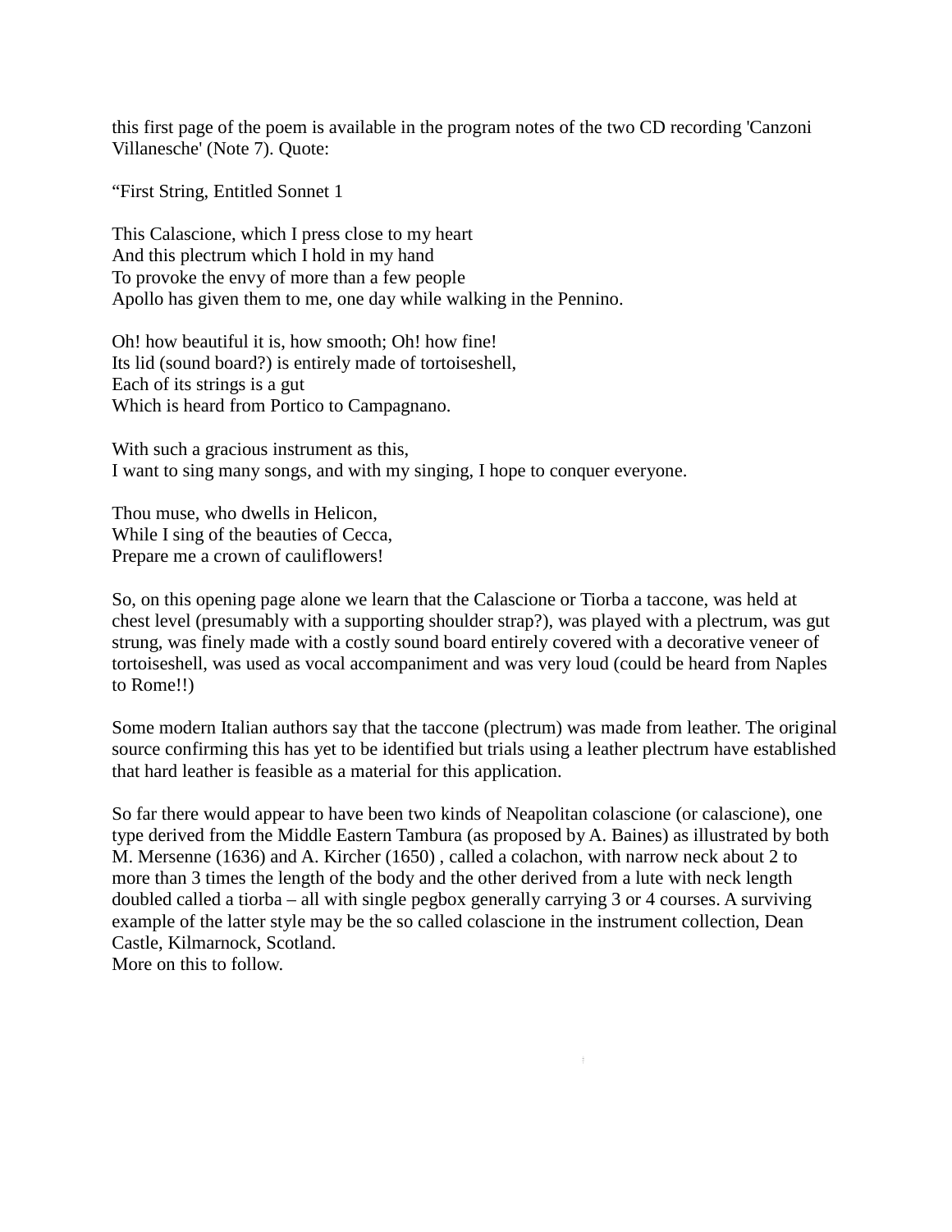this first page of the poem is available in the program notes of the two CD recording 'Canzoni Villanesche' (Note 7). Quote:

“First String, Entitled Sonnet 1

This Calascione, which I press close to my heart
And this plectrum which I hold in my hand
To provoke the envy of more than a few people
Apollo has given them to me, one day while walking in the Pennino.

Oh! how beautiful it is, how smooth; Oh! how fine!
Its lid (sound board?) is entirely made of tortoiseshell,
Each of its strings is a gut
Which is heard from Portico to Campagnano.

With such a gracious instrument as this,
I want to sing many songs, and with my singing, I hope to conquer everyone.

Thou muse, who dwells in Helicon,
While I sing of the beauties of Cecca,
Prepare me a crown of cauliflowers!

So, on this opening page alone we learn that the Calascione or Tiorba a taccone, was held at chest level (presumably with a supporting shoulder strap?), was played with a plectrum, was gut strung, was finely made with a costly sound board entirely covered with a decorative veneer of tortoiseshell, was used as vocal accompaniment and was very loud (could be heard from Naples to Rome!!)

Some modern Italian authors say that the taccone (plectrum) was made from leather. The original source confirming this has yet to be identified but trials using a leather plectrum have established that hard leather is feasible as a material for this application.

So far there would appear to have been two kinds of Neapolitan colascione (or calascione), one type derived from the Middle Eastern Tambura (as proposed by A. Baines) as illustrated by both M. Mersenne (1636) and A. Kircher (1650) , called a colachon, with narrow neck about 2 to more than 3 times the length of the body and the other derived from a lute with neck length doubled called a tiorba – all with single pegbox generally carrying 3 or 4 courses. A surviving example of the latter style may be the so called colascione in the instrument collection, Dean Castle, Kilmarnock, Scotland.
More on this to follow.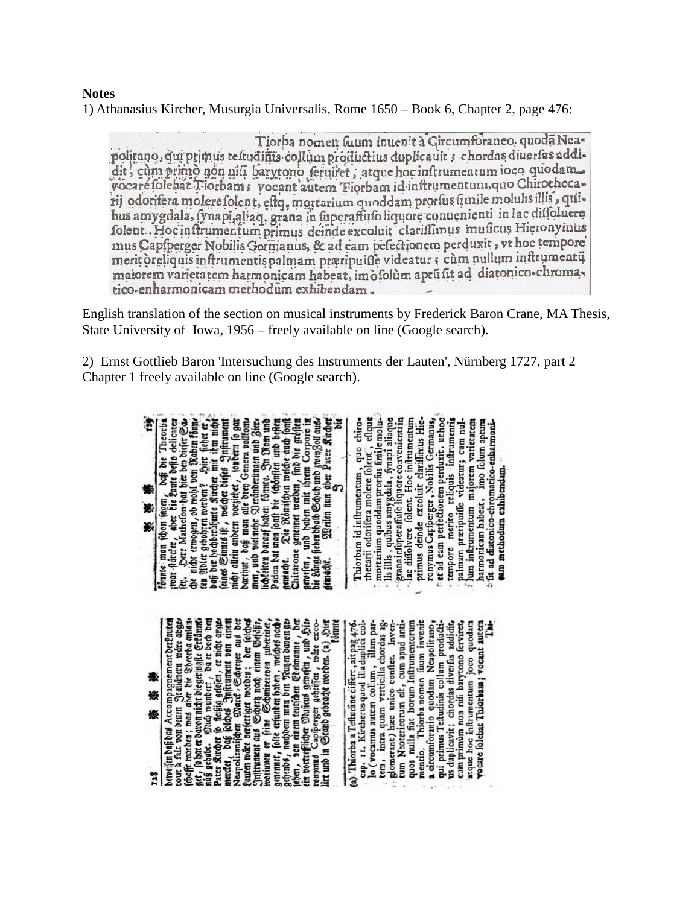**Notes**

1) Athanasius Kircher, Musurgia Universalis, Rome 1650 – Book 6, Chapter 2, page 476:

Tiorba nomen suum inuenit à Circumforaneo quodã Neapolitano, qui primus testudinis collum productius duplicauit; chordas diuersas addidit, cùm primò non nisi barytono seruiret, atque hoc instrumentum ioco quodam vocare solebat Tiorbam; vocant autem Tiorbam id instrumentum, quo Chirothecarij odorifera molere solent, estq. mortarium quoddam prorsus simile molulis illis, quibus amygdala, synapi, aliaq. grana in superaffuso liquore conuenienti in lac dissoluere solent. Hoc instrumentum primus deinde excoluit clarissimus musicus Hieronymus Capsperger Nobilis Germanus, & ad eam perfectionem perduxit, vt hoc tempore meritò reliquis instrumentis palmam præripuisse videatur; cùm nullum instrumentũ maiorem varietatem harmonicam habeat, imò solùm aptũ sit ad diatonico-chromatico-enharmonicam methodum exhibendam.

English translation of the section on musical instruments by Frederick Baron Crane, MA Thesis, State University of Iowa, 1956 – freely available on line (Google search).

2) Ernst Gottlieb Baron 'Intersuchung des Instruments der Lauten', Nürnberg 1727, part 2 Chapter 1 freely available on line (Google search).

beweisen daß das Accompagnement der Lauten tout à fait von denen Italiänern wäre abgeschafft worden; was aber die Theorba anlanget, so hat er davon nicht die geringste Erkänntnüß gehabt. Mich wundert, da er doch den Pater Kircher so fleißig gelesen, er nicht angemercket, daß solches Instrument von einem Neapolitanischen Marck-Schreyer aus der Lauten wäre verfertiget worden; der solches Instrument aus Schertz nach einem Geschirre, worinnen er seine Schmiereyen zubereitet, genennet, solte erfunden haben, welches nachgehends, nachdem man den Nutzen davon gesehen, von einem teutschen Edelmanne, der ein vortrefflicher Musicus gewesen, und Hieronymus Capsperger geheissen, wäre excolirt und in Stand gebracht worden. (a) Hier könnte man schon sagen, daß die Theorba zwar stärcker, aber die Laute desto delicater sey. Herr Matheson hat hier bey dieser Sache nicht erwogen, ob wohl von Raben können Adler gebohren werden? Hier siehet er, daß der hochberühmte Kircher mit ihm nicht eines Sinnes ist, welcher dieses Instrument nicht allein andern vorziehet, sondern so gar darthut, daß man alle drey Genera vollkommen, und vielmehr Veränderungen und Zierlichkeiten darauf haben könne. In Rom und Padua hat man sonst die schönsten und besten gemacht. Die Römischen welche auch sonst Chitarone genennet werden, sind die grösten gewesen, und haben mit ihrem Corpore in die Länge siebendhalb Schuh und zwey Zoll ausgemacht. Weilen nun aber Pater Kircher die

(a) Thiorba a Testudine differt, ait pag. 476. cap. 11. Kircherus quod illa duplici collo (vocamus autem collum, illam partem, intra quam verticilla chordas agglomerant) hæc unico constet. Inventum Neotericorum est, cum apud antiquos nulla fiat horum Instrumentorum mentio. Thiorba nomen suum invenit a circumforanio quodam Neapolitano, qui primus Testudinis collum productius duplicavit; chordas diversas addidit, cum primùm non nisi barytono serviret, atque hoc instrumentum joco quodam vocare solebat Thiorbam; vocant autem Thiorbam id instrumentum, quo chirothecarii odorifera molere solent, estque mortarium quoddam prorsus simile molulis illis, quibus amygdala, synapi aliaque grana in superaffuso liquore convenienti in lac dissolvere solent. Hoc instrumentum primus deinde excoluit clarissimus Hieronymus Capsperger, Nobilis Germanus, et ad eam perfectionem perduxit, ut hoc tempore merito reliquis instrumentis palmam præripuisse videatur; cum nullum instrumentum majorem varietatem harmonicam habeat, imo solum aptum sit ad diatonico-chromatico-enharmonicam methodum exhibendam.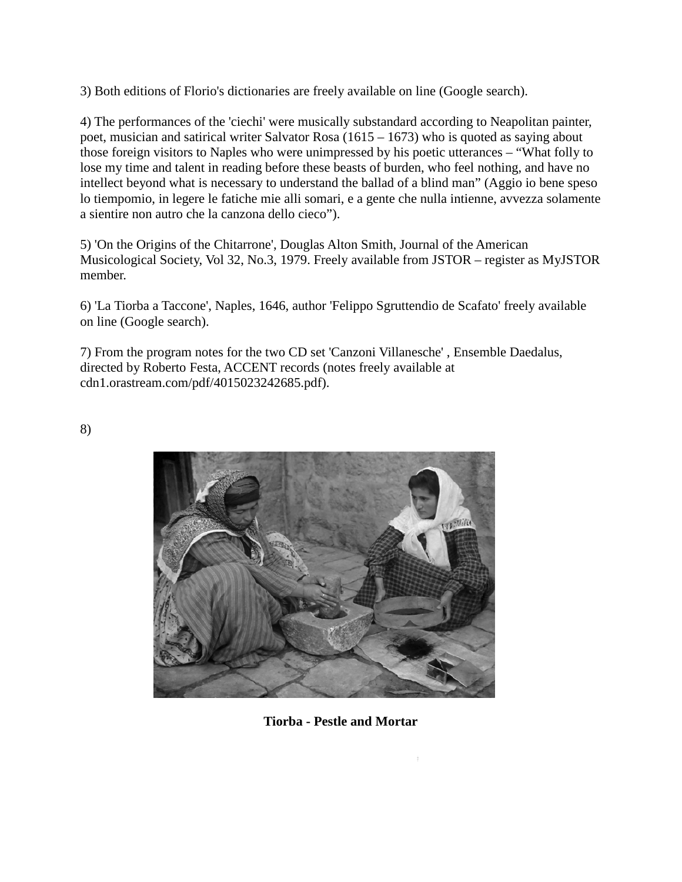3) Both editions of Florio's dictionaries are freely available on line (Google search).

4) The performances of the 'ciechi' were musically substandard according to Neapolitan painter, poet, musician and satirical writer Salvator Rosa (1615 – 1673) who is quoted as saying about those foreign visitors to Naples who were unimpressed by his poetic utterances – “What folly to lose my time and talent in reading before these beasts of burden, who feel nothing, and have no intellect beyond what is necessary to understand the ballad of a blind man” (Aggio io bene speso lo tiempomio, in legere le fatiche mie alli somari, e a gente che nulla intienne, avvezza solamente a sientire non autro che la canzona dello cieco”).

5) 'On the Origins of the Chitarrone', Douglas Alton Smith, Journal of the American Musicological Society, Vol 32, No.3, 1979. Freely available from JSTOR – register as MyJSTOR member.

6) 'La Tiorba a Taccone', Naples, 1646, author 'Felippo Sgruttendio de Scafato' freely available on line (Google search).

7) From the program notes for the two CD set 'Canzoni Villanesche' , Ensemble Daedalus, directed by Roberto Festa, ACCENT records (notes freely available at cdn1.orastream.com/pdf/4015023242685.pdf).

8)

**Tiorba - Pestle and Mortar**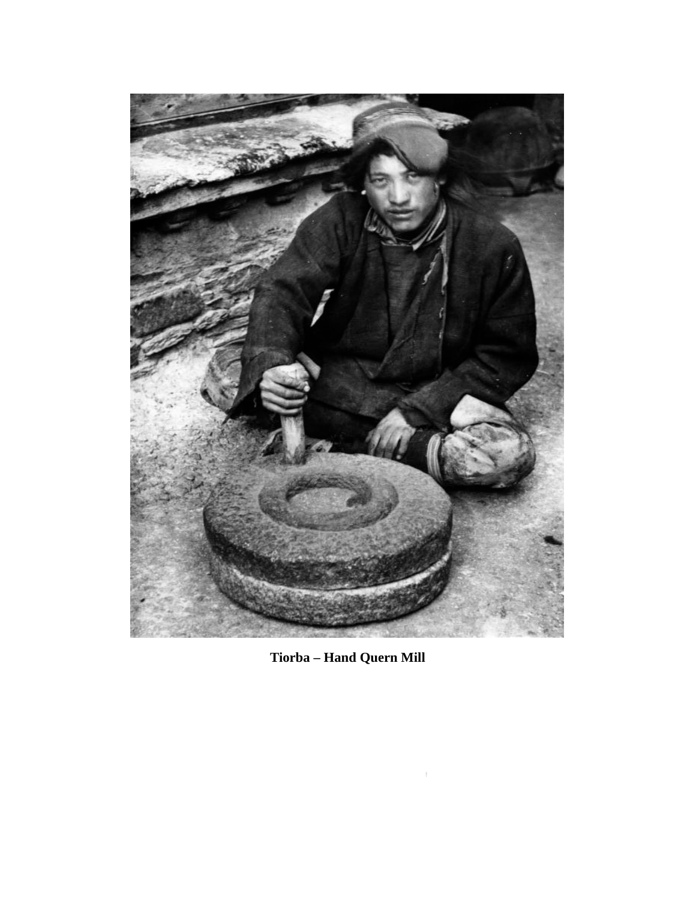**Tiorba – Hand Quern Mill**